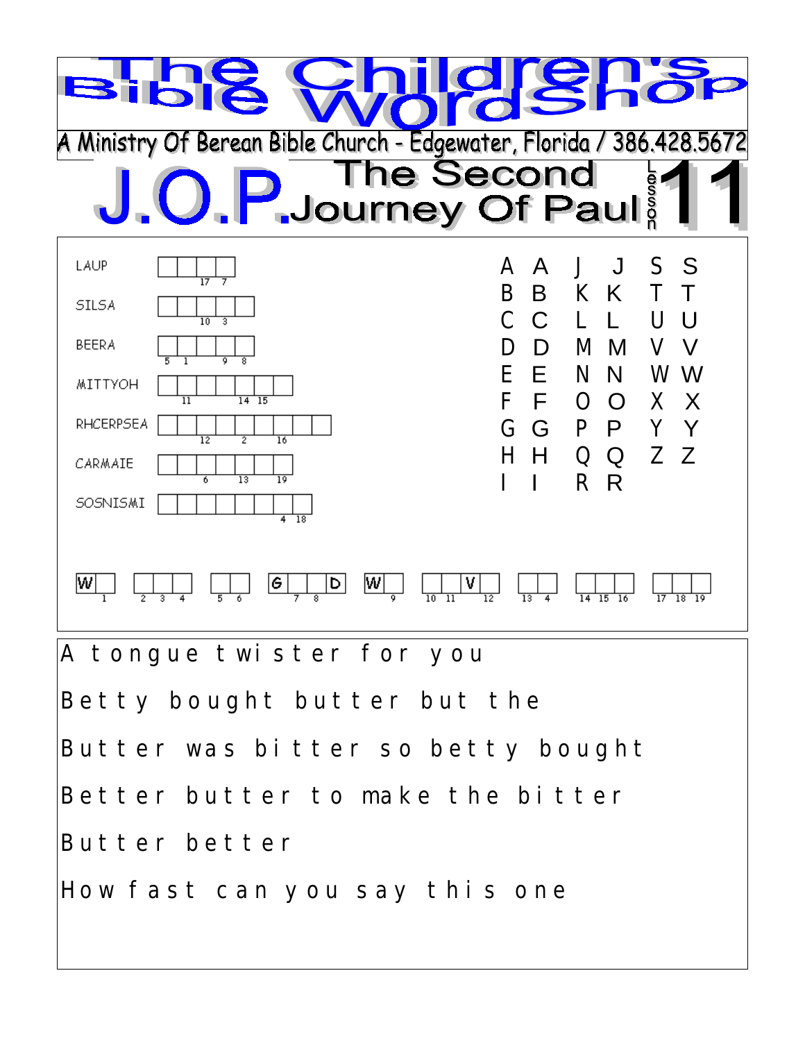# The Children's Bible Wordshop

A Ministry Of Berean Bible Church - Edgewater, Florida / 386.428.5672

## J.O.P. The Second Journey Of Paul — Lesson 11

| Scrambled | Boxes | Numbers |
|---|---|---|
| LAUP | ☐☐☐☐ | 17, 7 |
| SILSA | ☐☐☐☐☐ | 10, 3 |
| BEERA | ☐☐☐☐☐ | 5, 1, 9, 8 |
| MITTYOH | ☐☐☐☐☐☐☐ | 11, 14, 15 |
| RHCERPSEA | ☐☐☐☐☐☐☐☐☐ | 12, 2, 16 |
| CARMAIE | ☐☐☐☐☐☐☐ | 6, 13, 19 |
| SOSNISMI | ☐☐☐☐☐☐☐☐ | 4, 18 |

A A J J S S
B B K K T T
C C L L U U
D D M M V V
E E N N W W
F F O O X X
G G P P Y Y
H H Q Q Z Z
I I R R

W_ (1) ___ (2 3 4) __ (5 6) G__D (7 8) W_ (9) __V (10 11 12) __ (13 4) ___ (14 15 16) ___ (17 18 19)

A tongue twister for you

Betty bought butter but the

Butter was bitter so betty bought

Better butter to make the bitter

Butter better

How fast can you say this one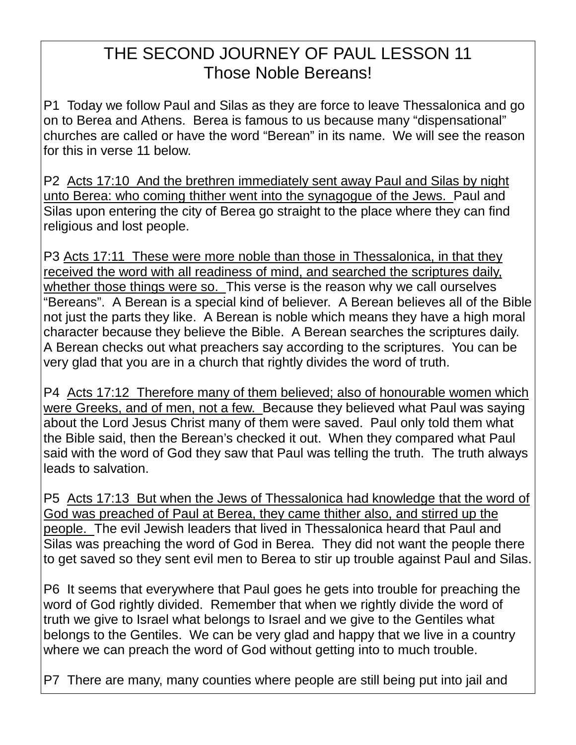# THE SECOND JOURNEY OF PAUL LESSON 11
## Those Noble Bereans!

P1  Today we follow Paul and Silas as they are force to leave Thessalonica and go on to Berea and Athens.  Berea is famous to us because many "dispensational" churches are called or have the word "Berean" in its name.  We will see the reason for this in verse 11 below.

P2  Acts 17:10  And the brethren immediately sent away Paul and Silas by night unto Berea: who coming thither went into the synagogue of the Jews.  Paul and Silas upon entering the city of Berea go straight to the place where they can find religious and lost people.

P3 Acts 17:11  These were more noble than those in Thessalonica, in that they received the word with all readiness of mind, and searched the scriptures daily, whether those things were so.  This verse is the reason why we call ourselves "Bereans".  A Berean is a special kind of believer.  A Berean believes all of the Bible not just the parts they like.  A Berean is noble which means they have a high moral character because they believe the Bible.  A Berean searches the scriptures daily.  A Berean checks out what preachers say according to the scriptures.  You can be very glad that you are in a church that rightly divides the word of truth.

P4  Acts 17:12  Therefore many of them believed; also of honourable women which were Greeks, and of men, not a few.  Because they believed what Paul was saying about the Lord Jesus Christ many of them were saved.  Paul only told them what the Bible said, then the Berean's checked it out.  When they compared what Paul said with the word of God they saw that Paul was telling the truth.  The truth always leads to salvation.

P5  Acts 17:13  But when the Jews of Thessalonica had knowledge that the word of God was preached of Paul at Berea, they came thither also, and stirred up the people.  The evil Jewish leaders that lived in Thessalonica heard that Paul and Silas was preaching the word of God in Berea.  They did not want the people there to get saved so they sent evil men to Berea to stir up trouble against Paul and Silas.

P6  It seems that everywhere that Paul goes he gets into trouble for preaching the word of God rightly divided.  Remember that when we rightly divide the word of truth we give to Israel what belongs to Israel and we give to the Gentiles what belongs to the Gentiles.  We can be very glad and happy that we live in a country where we can preach the word of God without getting into to much trouble.

P7  There are many, many counties where people are still being put into jail and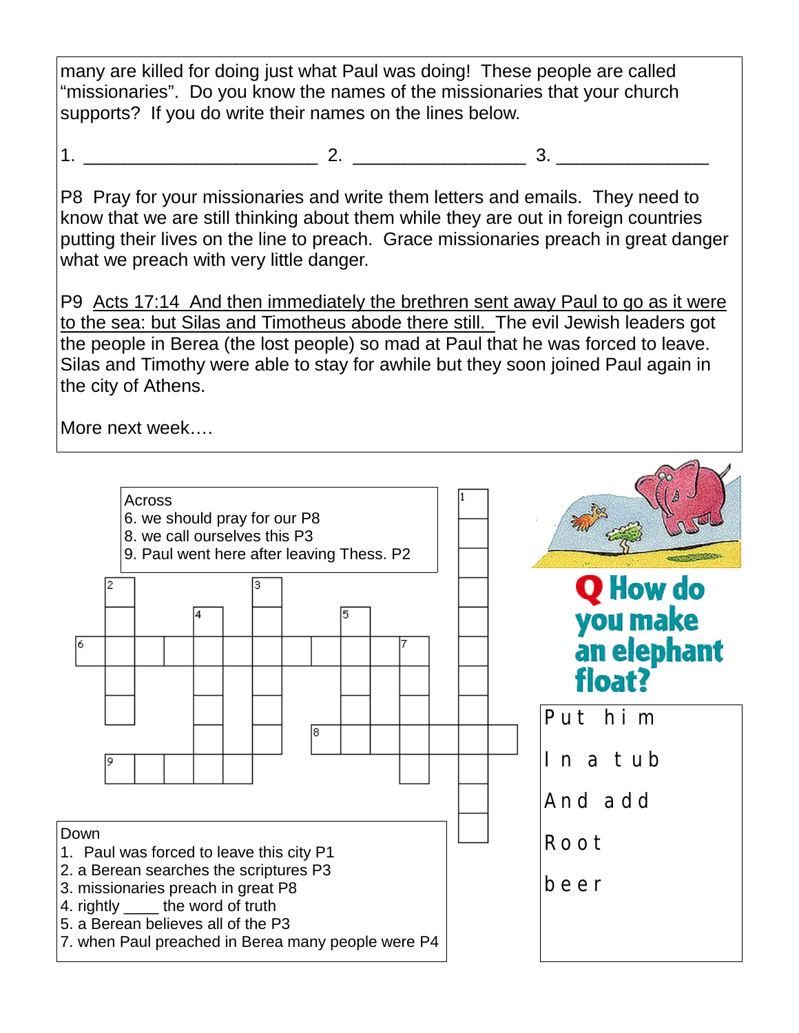many are killed for doing just what Paul was doing! These people are called "missionaries". Do you know the names of the missionaries that your church supports? If you do write their names on the lines below.

1. ________________________ 2. __________________ 3. ________________

P8 Pray for your missionaries and write them letters and emails. They need to know that we are still thinking about them while they are out in foreign countries putting their lives on the line to preach. Grace missionaries preach in great danger what we preach with very little danger.

P9 Acts 17:14 And then immediately the brethren sent away Paul to go as it were to the sea: but Silas and Timotheus abode there still. The evil Jewish leaders got the people in Berea (the lost people) so mad at Paul that he was forced to leave. Silas and Timothy were able to stay for awhile but they soon joined Paul again in the city of Athens.

More next week….

Across
6. we should pray for our P8
8. we call ourselves this P3
9. Paul went here after leaving Thess. P2

Down
1. Paul was forced to leave this city P1
2. a Berean searches the scriptures P3
3. missionaries preach in great P8
4. rightly ____ the word of truth
5. a Berean believes all of the P3
7. when Paul preached in Berea many people were P4

**Q How do you make an elephant float?**

Put him

In a tub

And add

Root

beer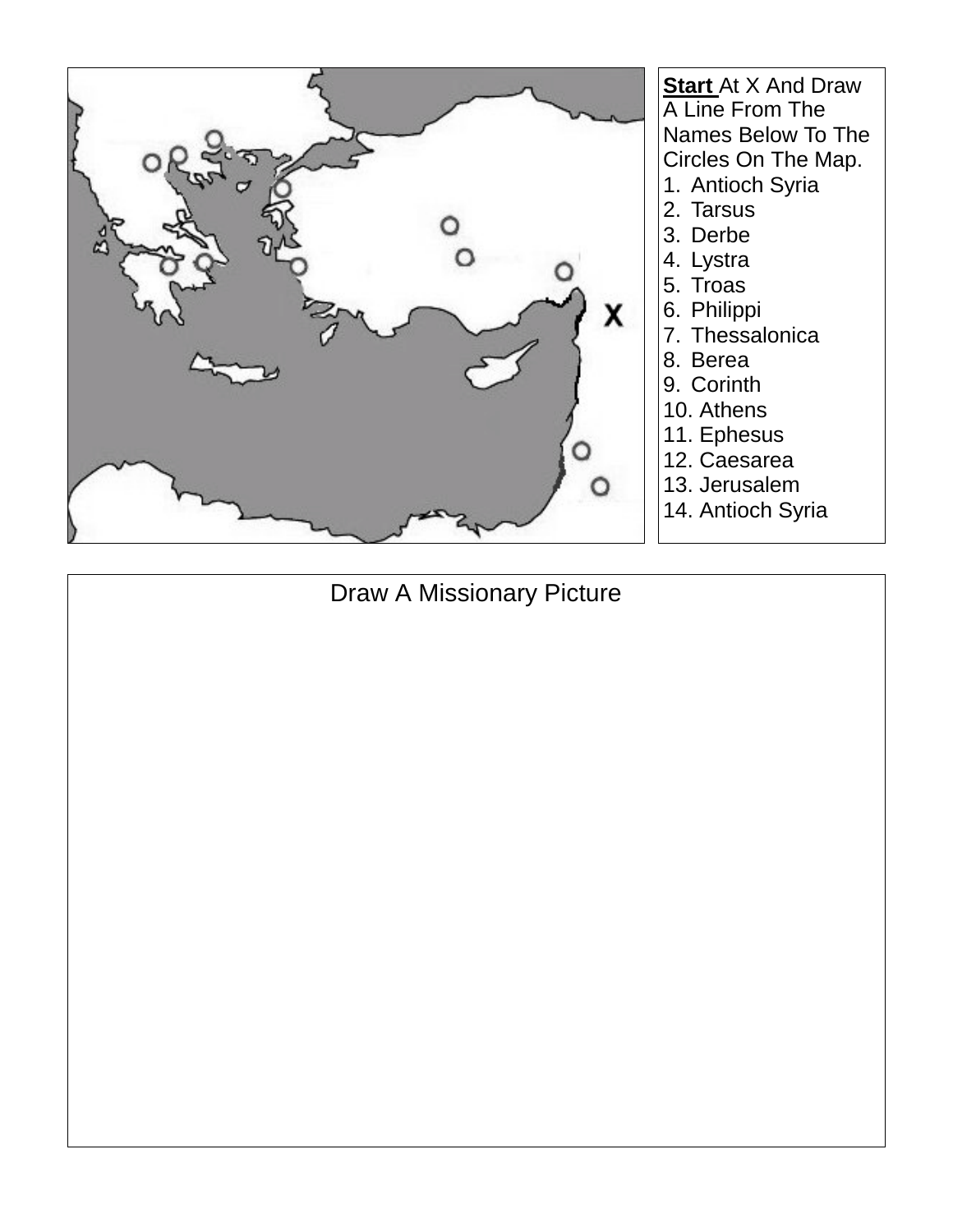X

**Start** At X And Draw A Line From The Names Below To The Circles On The Map.

1. Antioch Syria
2. Tarsus
3. Derbe
4. Lystra
5. Troas
6. Philippi
7. Thessalonica
8. Berea
9. Corinth
10. Athens
11. Ephesus
12. Caesarea
13. Jerusalem
14. Antioch Syria

Draw A Missionary Picture